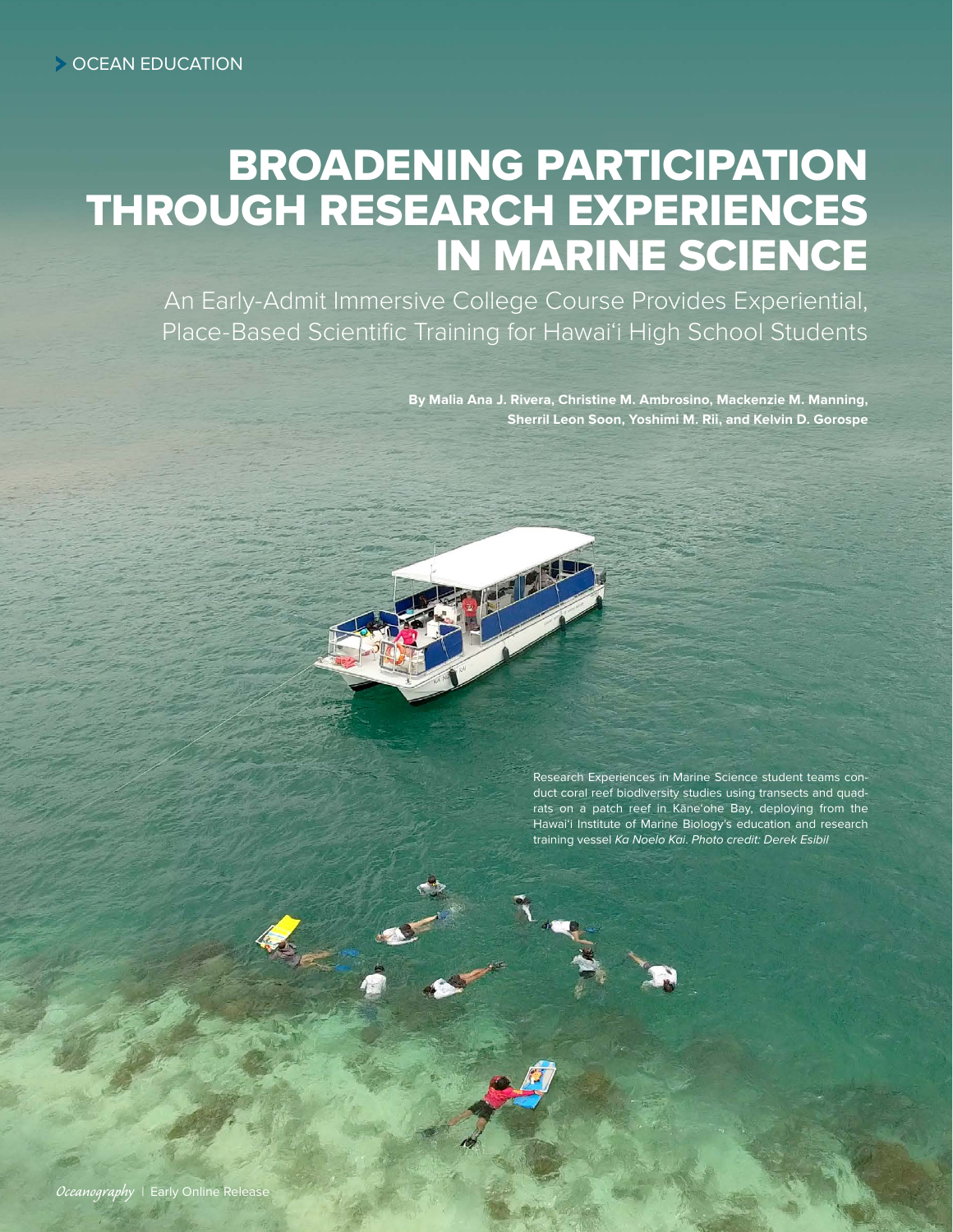OCEAN EDUCATION

# BROADENING PARTICIPATION THROUGH RESEARCH EXPERIENCES IN MARINE SCIENCE

## An Early-Admit Immersive College Course Provides Experiential, Place-Based Scientific Training for Hawaiʻi High School Students

**By Malia Ana J. Rivera, Christine M. Ambrosino, Mackenzie M. Manning, Sherril Leon Soon, Yoshimi M. Rii, and Kelvin D. Gorospe**

Research Experiences in Marine Science student teams conduct coral reef biodiversity studies using transects and quadrats on a patch reef in Kāneʻohe Bay, deploying from the Hawaiʻi Institute of Marine Biology's education and research training vessel *Ka Noelo Kai*. *Photo credit: Derek Esibil*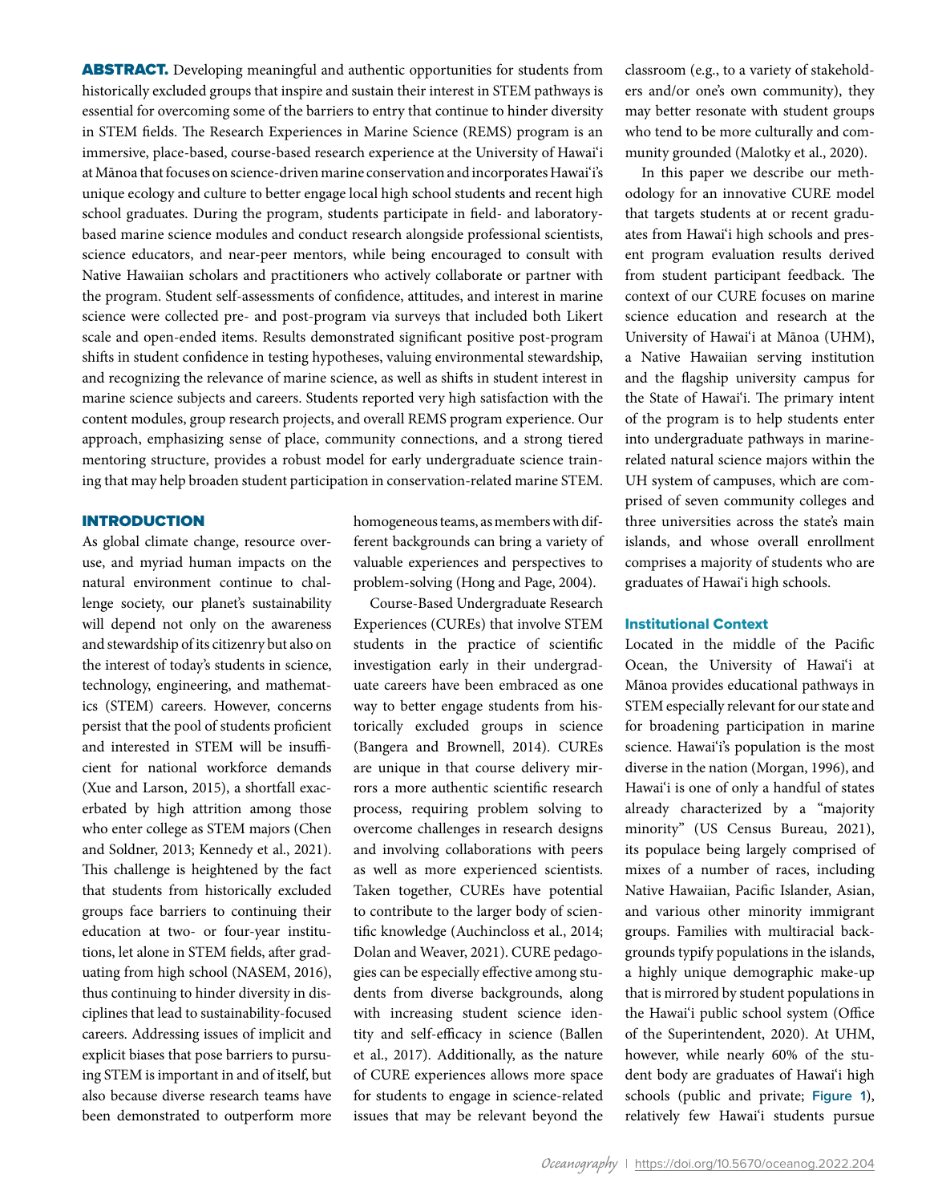**ABSTRACT.** Developing meaningful and authentic opportunities for students from historically excluded groups that inspire and sustain their interest in STEM pathways is essential for overcoming some of the barriers to entry that continue to hinder diversity in STEM fields. The Research Experiences in Marine Science (REMS) program is an immersive, place-based, course-based research experience at the University of Hawaiʻi at Mānoa that focuses on science-driven marine conservation and incorporates Hawaiʻi's unique ecology and culture to better engage local high school students and recent high school graduates. During the program, students participate in field- and laboratory-based marine science modules and conduct research alongside professional scientists, science educators, and near-peer mentors, while being encouraged to consult with Native Hawaiian scholars and practitioners who actively collaborate or partner with the program. Student self-assessments of confidence, attitudes, and interest in marine science were collected pre- and post-program via surveys that included both Likert scale and open-ended items. Results demonstrated significant positive post-program shifts in student confidence in testing hypotheses, valuing environmental stewardship, and recognizing the relevance of marine science, as well as shifts in student interest in marine science subjects and careers. Students reported very high satisfaction with the content modules, group research projects, and overall REMS program experience. Our approach, emphasizing sense of place, community connections, and a strong tiered mentoring structure, provides a robust model for early undergraduate science training that may help broaden student participation in conservation-related marine STEM.

## INTRODUCTION

As global climate change, resource overuse, and myriad human impacts on the natural environment continue to challenge society, our planet's sustainability will depend not only on the awareness and stewardship of its citizenry but also on the interest of today's students in science, technology, engineering, and mathematics (STEM) careers. However, concerns persist that the pool of students proficient and interested in STEM will be insufficient for national workforce demands (Xue and Larson, 2015), a shortfall exacerbated by high attrition among those who enter college as STEM majors (Chen and Soldner, 2013; Kennedy et al., 2021). This challenge is heightened by the fact that students from historically excluded groups face barriers to continuing their education at two- or four-year institutions, let alone in STEM fields, after graduating from high school (NASEM, 2016), thus continuing to hinder diversity in disciplines that lead to sustainability-focused careers. Addressing issues of implicit and explicit biases that pose barriers to pursuing STEM is important in and of itself, but also because diverse research teams have been demonstrated to outperform more homogeneous teams, as members with different backgrounds can bring a variety of valuable experiences and perspectives to problem-solving (Hong and Page, 2004).

Course-Based Undergraduate Research Experiences (CUREs) that involve STEM students in the practice of scientific investigation early in their undergraduate careers have been embraced as one way to better engage students from historically excluded groups in science (Bangera and Brownell, 2014). CUREs are unique in that course delivery mirrors a more authentic scientific research process, requiring problem solving to overcome challenges in research designs and involving collaborations with peers as well as more experienced scientists. Taken together, CUREs have potential to contribute to the larger body of scientific knowledge (Auchincloss et al., 2014; Dolan and Weaver, 2021). CURE pedagogies can be especially effective among students from diverse backgrounds, along with increasing student science identity and self-efficacy in science (Ballen et al., 2017). Additionally, as the nature of CURE experiences allows more space for students to engage in science-related issues that may be relevant beyond the classroom (e.g., to a variety of stakeholders and/or one's own community), they may better resonate with student groups who tend to be more culturally and community grounded (Malotky et al., 2020).

In this paper we describe our methodology for an innovative CURE model that targets students at or recent graduates from Hawaiʻi high schools and present program evaluation results derived from student participant feedback. The context of our CURE focuses on marine science education and research at the University of Hawaiʻi at Mānoa (UHM), a Native Hawaiian serving institution and the flagship university campus for the State of Hawaiʻi. The primary intent of the program is to help students enter into undergraduate pathways in marine-related natural science majors within the UH system of campuses, which are comprised of seven community colleges and three universities across the state's main islands, and whose overall enrollment comprises a majority of students who are graduates of Hawaiʻi high schools.

### Institutional Context

Located in the middle of the Pacific Ocean, the University of Hawaiʻi at Mānoa provides educational pathways in STEM especially relevant for our state and for broadening participation in marine science. Hawaiʻi's population is the most diverse in the nation (Morgan, 1996), and Hawaiʻi is one of only a handful of states already characterized by a "majority minority" (US Census Bureau, 2021), its populace being largely comprised of mixes of a number of races, including Native Hawaiian, Pacific Islander, Asian, and various other minority immigrant groups. Families with multiracial backgrounds typify populations in the islands, a highly unique demographic make-up that is mirrored by student populations in the Hawaiʻi public school system (Office of the Superintendent, 2020). At UHM, however, while nearly 60% of the student body are graduates of Hawaiʻi high schools (public and private; Figure 1), relatively few Hawaiʻi students pursue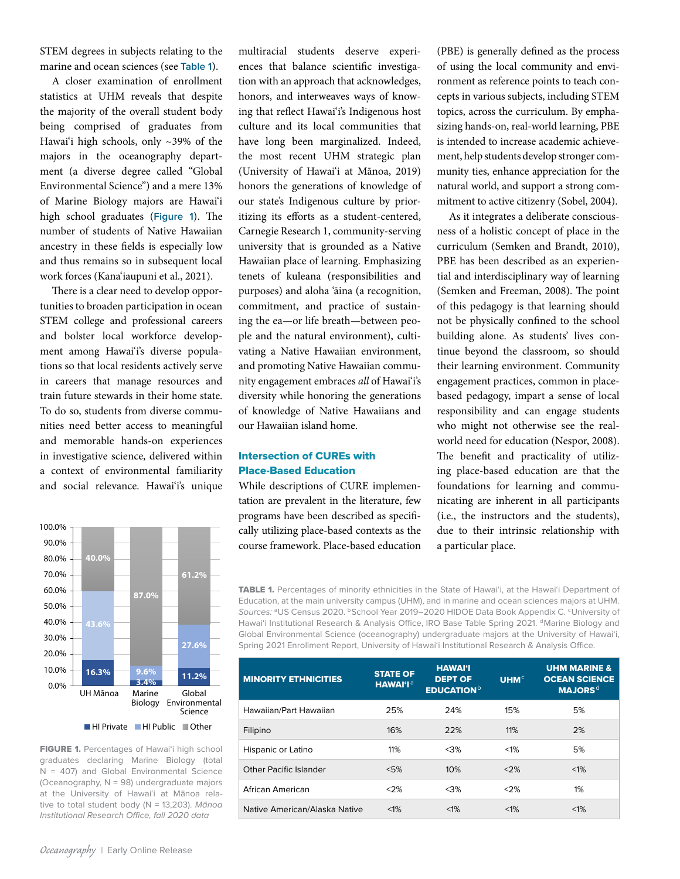STEM degrees in subjects relating to the marine and ocean sciences (see Table 1).

A closer examination of enrollment statistics at UHM reveals that despite the majority of the overall student body being comprised of graduates from Hawaiʻi high schools, only ~39% of the majors in the oceanography department (a diverse degree called "Global Environmental Science") and a mere 13% of Marine Biology majors are Hawaiʻi high school graduates (Figure 1). The number of students of Native Hawaiian ancestry in these fields is especially low and thus remains so in subsequent local work forces (Kanaʻiaupuni et al., 2021).

There is a clear need to develop opportunities to broaden participation in ocean STEM college and professional careers and bolster local workforce development among Hawaiʻi's diverse populations so that local residents actively serve in careers that manage resources and train future stewards in their home state. To do so, students from diverse communities need better access to meaningful and memorable hands-on experiences in investigative science, delivered within a context of environmental familiarity and social relevance. Hawaiʻi's unique multiracial students deserve experiences that balance scientific investigation with an approach that acknowledges, honors, and interweaves ways of knowing that reflect Hawaiʻi's Indigenous host culture and its local communities that have long been marginalized. Indeed, the most recent UHM strategic plan (University of Hawaiʻi at Mānoa, 2019) honors the generations of knowledge of our state's Indigenous culture by prioritizing its efforts as a student-centered, Carnegie Research 1, community-serving university that is grounded as a Native Hawaiian place of learning. Emphasizing tenets of kuleana (responsibilities and purposes) and aloha ʻāina (a recognition, commitment, and practice of sustaining the ea—or life breath—between people and the natural environment), cultivating a Native Hawaiian environment, and promoting Native Hawaiian community engagement embraces *all* of Hawaiʻi's diversity while honoring the generations of knowledge of Native Hawaiians and our Hawaiian island home.

| | UH Mānoa | Marine Biology | Global Environmental Science |
|---|---|---|---|
| HI Private | 16.3% | 3.4% | 11.2% |
| HI Public | 43.6% | 9.6% | 27.6% |
| Other | 40.0% | 87.0% | 61.2% |

**FIGURE 1.** Percentages of Hawaiʻi high school graduates declaring Marine Biology (total N = 407) and Global Environmental Science (Oceanography, N = 98) undergraduate majors at the University of Hawaiʻi at Mānoa relative to total student body (N = 13,203). *Mānoa Institutional Research Office, fall 2020 data*

## Intersection of CUREs with Place-Based Education

While descriptions of CURE implementation are prevalent in the literature, few programs have been described as specifically utilizing place-based contexts as the course framework. Place-based education (PBE) is generally defined as the process of using the local community and environment as reference points to teach concepts in various subjects, including STEM topics, across the curriculum. By emphasizing hands-on, real-world learning, PBE is intended to increase academic achievement, help students develop stronger community ties, enhance appreciation for the natural world, and support a strong commitment to active citizenry (Sobel, 2004).

As it integrates a deliberate consciousness of a holistic concept of place in the curriculum (Semken and Brandt, 2010), PBE has been described as an experiential and interdisciplinary way of learning (Semken and Freeman, 2008). The point of this pedagogy is that learning should not be physically confined to the school building alone. As students' lives continue beyond the classroom, so should their learning environment. Community engagement practices, common in place-based pedagogy, impart a sense of local responsibility and can engage students who might not otherwise see the real-world need for education (Nespor, 2008). The benefit and practicality of utilizing place-based education are that the foundations for learning and communicating are inherent in all participants (i.e., the instructors and the students), due to their intrinsic relationship with a particular place.

**TABLE 1.** Percentages of minority ethnicities in the State of Hawaiʻi, at the Hawaiʻi Department of Education, at the main university campus (UHM), and in marine and ocean sciences majors at UHM. *Sources:* [a]US Census 2020. [b]School Year 2019–2020 HIDOE Data Book Appendix C. [c]University of Hawaiʻi Institutional Research & Analysis Office, IRO Base Table Spring 2021. [d]Marine Biology and Global Environmental Science (oceanography) undergraduate majors at the University of Hawaiʻi, Spring 2021 Enrollment Report, University of Hawaiʻi Institutional Research & Analysis Office.

| MINORITY ETHNICITIES | STATE OF HAWAIʻI[a] | HAWAIʻI DEPT OF EDUCATION[b] | UHM[c] | UHM MARINE & OCEAN SCIENCE MAJORS[d] |
|---|---|---|---|---|
| Hawaiian/Part Hawaiian | 25% | 24% | 15% | 5% |
| Filipino | 16% | 22% | 11% | 2% |
| Hispanic or Latino | 11% | <3% | <1% | 5% |
| Other Pacific Islander | <5% | 10% | <2% | <1% |
| African American | <2% | <3% | <2% | 1% |
| Native American/Alaska Native | <1% | <1% | <1% | <1% |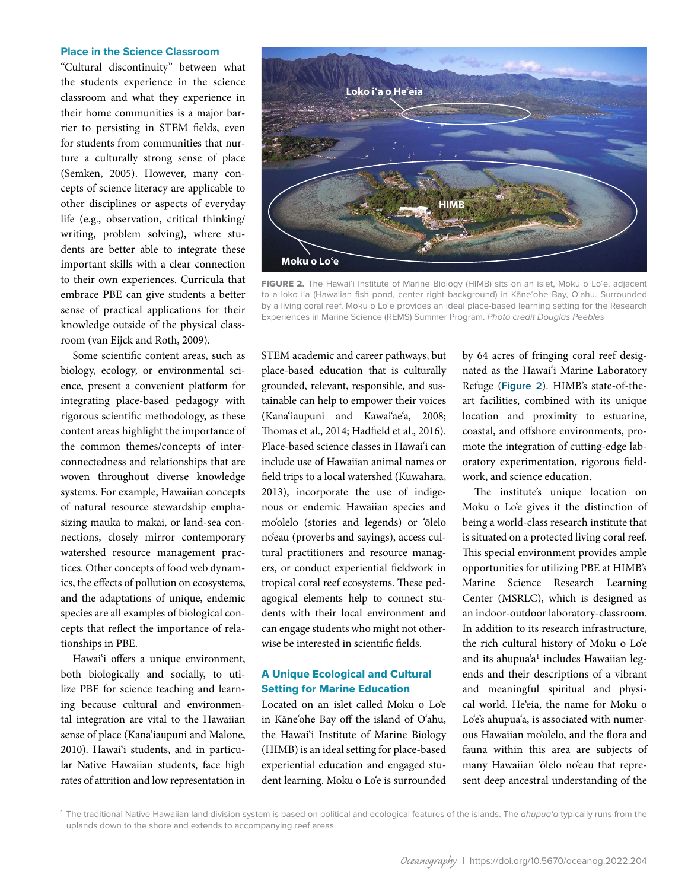### Place in the Science Classroom

"Cultural discontinuity" between what the students experience in the science classroom and what they experience in their home communities is a major barrier to persisting in STEM fields, even for students from communities that nurture a culturally strong sense of place (Semken, 2005). However, many concepts of science literacy are applicable to other disciplines or aspects of everyday life (e.g., observation, critical thinking/writing, problem solving), where students are better able to integrate these important skills with a clear connection to their own experiences. Curricula that embrace PBE can give students a better sense of practical applications for their knowledge outside of the physical classroom (van Eijck and Roth, 2009).

Some scientific content areas, such as biology, ecology, or environmental science, present a convenient platform for integrating place-based pedagogy with rigorous scientific methodology, as these content areas highlight the importance of the common themes/concepts of interconnectedness and relationships that are woven throughout diverse knowledge systems. For example, Hawaiian concepts of natural resource stewardship emphasizing mauka to makai, or land-sea connections, closely mirror contemporary watershed resource management practices. Other concepts of food web dynamics, the effects of pollution on ecosystems, and the adaptations of unique, endemic species are all examples of biological concepts that reflect the importance of relationships in PBE.

Hawai'i offers a unique environment, both biologically and socially, to utilize PBE for science teaching and learning because cultural and environmental integration are vital to the Hawaiian sense of place (Kana'iaupuni and Malone, 2010). Hawai'i students, and in particular Native Hawaiian students, face high rates of attrition and low representation in STEM academic and career pathways, but place-based education that is culturally grounded, relevant, responsible, and sustainable can help to empower their voices (Kana'iaupuni and Kawai'ae'a, 2008; Thomas et al., 2014; Hadfield et al., 2016). Place-based science classes in Hawai'i can include use of Hawaiian animal names or field trips to a local watershed (Kuwahara, 2013), incorporate the use of indigenous or endemic Hawaiian species and mo'olelo (stories and legends) or 'ōlelo no'eau (proverbs and sayings), access cultural practitioners and resource managers, or conduct experiential fieldwork in tropical coral reef ecosystems. These pedagogical elements help to connect students with their local environment and can engage students who might not otherwise be interested in scientific fields.

FIGURE 2. The Hawai'i Institute of Marine Biology (HIMB) sits on an islet, Moku o Lo'e, adjacent to a loko i'a (Hawaiian fish pond, center right background) in Kāne'ohe Bay, O'ahu. Surrounded by a living coral reef, Moku o Lo'e provides an ideal place-based learning setting for the Research Experiences in Marine Science (REMS) Summer Program. *Photo credit Douglas Peebles*

### A Unique Ecological and Cultural Setting for Marine Education

Located on an islet called Moku o Lo'e in Kāne'ohe Bay off the island of O'ahu, the Hawai'i Institute of Marine Biology (HIMB) is an ideal setting for place-based experiential education and engaged student learning. Moku o Lo'e is surrounded by 64 acres of fringing coral reef designated as the Hawai'i Marine Laboratory Refuge (Figure 2). HIMB's state-of-the-art facilities, combined with its unique location and proximity to estuarine, coastal, and offshore environments, promote the integration of cutting-edge laboratory experimentation, rigorous fieldwork, and science education.

The institute's unique location on Moku o Lo'e gives it the distinction of being a world-class research institute that is situated on a protected living coral reef. This special environment provides ample opportunities for utilizing PBE at HIMB's Marine Science Research Learning Center (MSRLC), which is designed as an indoor-outdoor laboratory-classroom. In addition to its research infrastructure, the rich cultural history of Moku o Lo'e and its ahupua'a[1] includes Hawaiian legends and their descriptions of a vibrant and meaningful spiritual and physical world. He'eia, the name for Moku o Lo'e's ahupua'a, is associated with numerous Hawaiian mo'olelo, and the flora and fauna within this area are subjects of many Hawaiian 'ōlelo no'eau that represent deep ancestral understanding of the

[1] The traditional Native Hawaiian land division system is based on political and ecological features of the islands. The *ahupua'a* typically runs from the uplands down to the shore and extends to accompanying reef areas.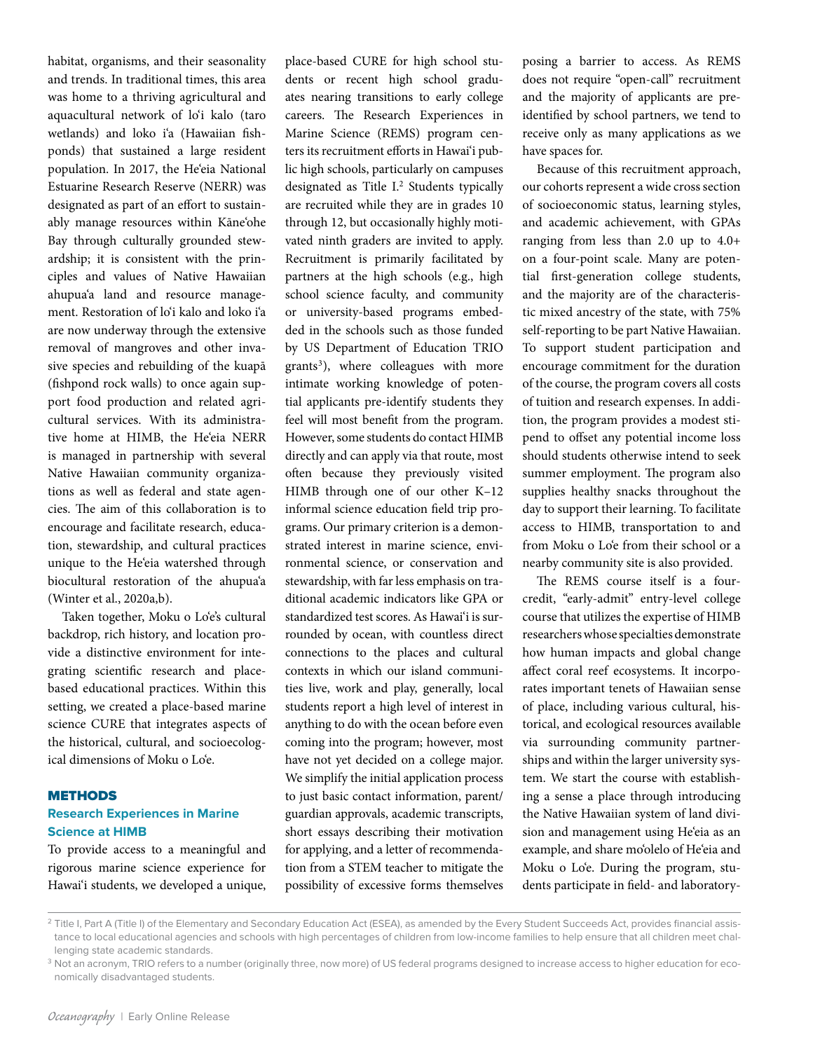habitat, organisms, and their seasonality and trends. In traditional times, this area was home to a thriving agricultural and aquacultural network of loʻi kalo (taro wetlands) and loko iʻa (Hawaiian fishponds) that sustained a large resident population. In 2017, the Heʻeia National Estuarine Research Reserve (NERR) was designated as part of an effort to sustainably manage resources within Kāneʻohe Bay through culturally grounded stewardship; it is consistent with the principles and values of Native Hawaiian ahupuaʻa land and resource management. Restoration of loʻi kalo and loko iʻa are now underway through the extensive removal of mangroves and other invasive species and rebuilding of the kuapā (fishpond rock walls) to once again support food production and related agricultural services. With its administrative home at HIMB, the Heʻeia NERR is managed in partnership with several Native Hawaiian community organizations as well as federal and state agencies. The aim of this collaboration is to encourage and facilitate research, education, stewardship, and cultural practices unique to the Heʻeia watershed through biocultural restoration of the ahupuaʻa (Winter et al., 2020a,b).

Taken together, Moku o Loʻe's cultural backdrop, rich history, and location provide a distinctive environment for integrating scientific research and place-based educational practices. Within this setting, we created a place-based marine science CURE that integrates aspects of the historical, cultural, and socioecological dimensions of Moku o Loʻe.

## METHODS

### Research Experiences in Marine Science at HIMB

To provide access to a meaningful and rigorous marine science experience for Hawaiʻi students, we developed a unique, place-based CURE for high school students or recent high school graduates nearing transitions to early college careers. The Research Experiences in Marine Science (REMS) program centers its recruitment efforts in Hawaiʻi public high schools, particularly on campuses designated as Title I.[2] Students typically are recruited while they are in grades 10 through 12, but occasionally highly motivated ninth graders are invited to apply. Recruitment is primarily facilitated by partners at the high schools (e.g., high school science faculty, and community or university-based programs embedded in the schools such as those funded by US Department of Education TRIO grants[3]), where colleagues with more intimate working knowledge of potential applicants pre-identify students they feel will most benefit from the program. However, some students do contact HIMB directly and can apply via that route, most often because they previously visited HIMB through one of our other K–12 informal science education field trip programs. Our primary criterion is a demonstrated interest in marine science, environmental science, or conservation and stewardship, with far less emphasis on traditional academic indicators like GPA or standardized test scores. As Hawaiʻi is surrounded by ocean, with countless direct connections to the places and cultural contexts in which our island communities live, work and play, generally, local students report a high level of interest in anything to do with the ocean before even coming into the program; however, most have not yet decided on a college major. We simplify the initial application process to just basic contact information, parent/guardian approvals, academic transcripts, short essays describing their motivation for applying, and a letter of recommendation from a STEM teacher to mitigate the possibility of excessive forms themselves posing a barrier to access. As REMS does not require "open-call" recruitment and the majority of applicants are pre-identified by school partners, we tend to receive only as many applications as we have spaces for.

Because of this recruitment approach, our cohorts represent a wide cross section of socioeconomic status, learning styles, and academic achievement, with GPAs ranging from less than 2.0 up to 4.0+ on a four-point scale. Many are potential first-generation college students, and the majority are of the characteristic mixed ancestry of the state, with 75% self-reporting to be part Native Hawaiian. To support student participation and encourage commitment for the duration of the course, the program covers all costs of tuition and research expenses. In addition, the program provides a modest stipend to offset any potential income loss should students otherwise intend to seek summer employment. The program also supplies healthy snacks throughout the day to support their learning. To facilitate access to HIMB, transportation to and from Moku o Loʻe from their school or a nearby community site is also provided.

The REMS course itself is a four-credit, "early-admit" entry-level college course that utilizes the expertise of HIMB researchers whose specialties demonstrate how human impacts and global change affect coral reef ecosystems. It incorporates important tenets of Hawaiian sense of place, including various cultural, historical, and ecological resources available via surrounding community partnerships and within the larger university system. We start the course with establishing a sense a place through introducing the Native Hawaiian system of land division and management using Heʻeia as an example, and share moʻolelo of Heʻeia and Moku o Loʻe. During the program, students participate in field- and laboratory-

[2] Title I, Part A (Title I) of the Elementary and Secondary Education Act (ESEA), as amended by the Every Student Succeeds Act, provides financial assistance to local educational agencies and schools with high percentages of children from low-income families to help ensure that all children meet challenging state academic standards.

[3] Not an acronym, TRIO refers to a number (originally three, now more) of US federal programs designed to increase access to higher education for economically disadvantaged students.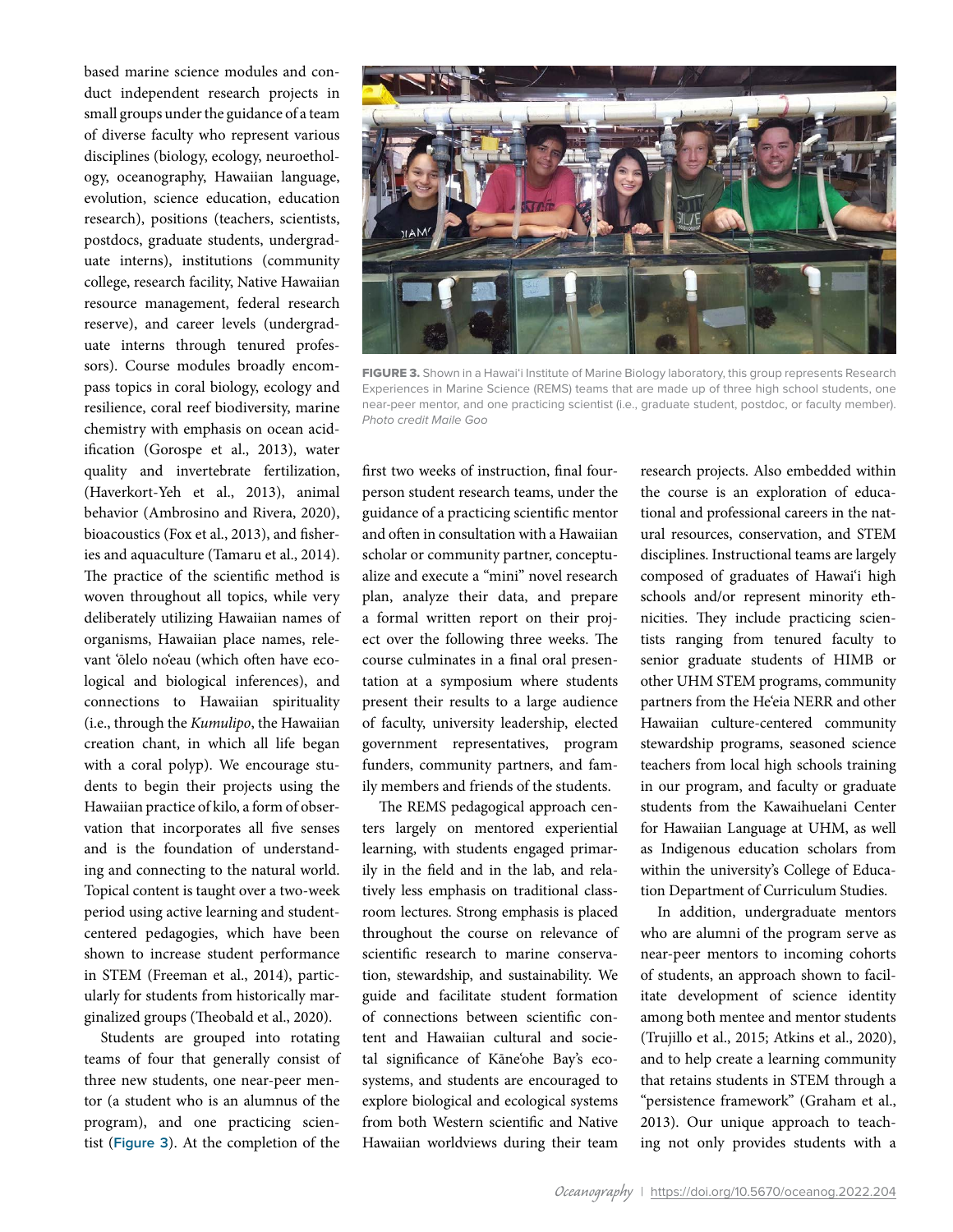based marine science modules and conduct independent research projects in small groups under the guidance of a team of diverse faculty who represent various disciplines (biology, ecology, neuroethology, oceanography, Hawaiian language, evolution, science education, education research), positions (teachers, scientists, postdocs, graduate students, undergraduate interns), institutions (community college, research facility, Native Hawaiian resource management, federal research reserve), and career levels (undergraduate interns through tenured professors). Course modules broadly encompass topics in coral biology, ecology and resilience, coral reef biodiversity, marine chemistry with emphasis on ocean acidification (Gorospe et al., 2013), water quality and invertebrate fertilization, (Haverkort-Yeh et al., 2013), animal behavior (Ambrosino and Rivera, 2020), bioacoustics (Fox et al., 2013), and fisheries and aquaculture (Tamaru et al., 2014). The practice of the scientific method is woven throughout all topics, while very deliberately utilizing Hawaiian names of organisms, Hawaiian place names, relevant ʻōlelo noʻeau (which often have ecological and biological inferences), and connections to Hawaiian spirituality (i.e., through the *Kumulipo*, the Hawaiian creation chant, in which all life began with a coral polyp). We encourage students to begin their projects using the Hawaiian practice of kilo, a form of observation that incorporates all five senses and is the foundation of understanding and connecting to the natural world. Topical content is taught over a two-week period using active learning and student-centered pedagogies, which have been shown to increase student performance in STEM (Freeman et al., 2014), particularly for students from historically marginalized groups (Theobald et al., 2020).

Students are grouped into rotating teams of four that generally consist of three new students, one near-peer mentor (a student who is an alumnus of the program), and one practicing scientist (**Figure 3**). At the completion of the first two weeks of instruction, final four-person student research teams, under the guidance of a practicing scientific mentor and often in consultation with a Hawaiian scholar or community partner, conceptualize and execute a "mini" novel research plan, analyze their data, and prepare a formal written report on their project over the following three weeks. The course culminates in a final oral presentation at a symposium where students present their results to a large audience of faculty, university leadership, elected government representatives, program funders, community partners, and family members and friends of the students.

**FIGURE 3.** Shown in a Hawaiʻi Institute of Marine Biology laboratory, this group represents Research Experiences in Marine Science (REMS) teams that are made up of three high school students, one near-peer mentor, and one practicing scientist (i.e., graduate student, postdoc, or faculty member). *Photo credit Maile Goo*

The REMS pedagogical approach centers largely on mentored experiential learning, with students engaged primarily in the field and in the lab, and relatively less emphasis on traditional classroom lectures. Strong emphasis is placed throughout the course on relevance of scientific research to marine conservation, stewardship, and sustainability. We guide and facilitate student formation of connections between scientific content and Hawaiian cultural and societal significance of Kāneʻohe Bay's ecosystems, and students are encouraged to explore biological and ecological systems from both Western scientific and Native Hawaiian worldviews during their team research projects. Also embedded within the course is an exploration of educational and professional careers in the natural resources, conservation, and STEM disciplines. Instructional teams are largely composed of graduates of Hawaiʻi high schools and/or represent minority ethnicities. They include practicing scientists ranging from tenured faculty to senior graduate students of HIMB or other UHM STEM programs, community partners from the Heʻeia NERR and other Hawaiian culture-centered community stewardship programs, seasoned science teachers from local high schools training in our program, and faculty or graduate students from the Kawaihuelani Center for Hawaiian Language at UHM, as well as Indigenous education scholars from within the university's College of Education Department of Curriculum Studies.

In addition, undergraduate mentors who are alumni of the program serve as near-peer mentors to incoming cohorts of students, an approach shown to facilitate development of science identity among both mentee and mentor students (Trujillo et al., 2015; Atkins et al., 2020), and to help create a learning community that retains students in STEM through a "persistence framework" (Graham et al., 2013). Our unique approach to teaching not only provides students with a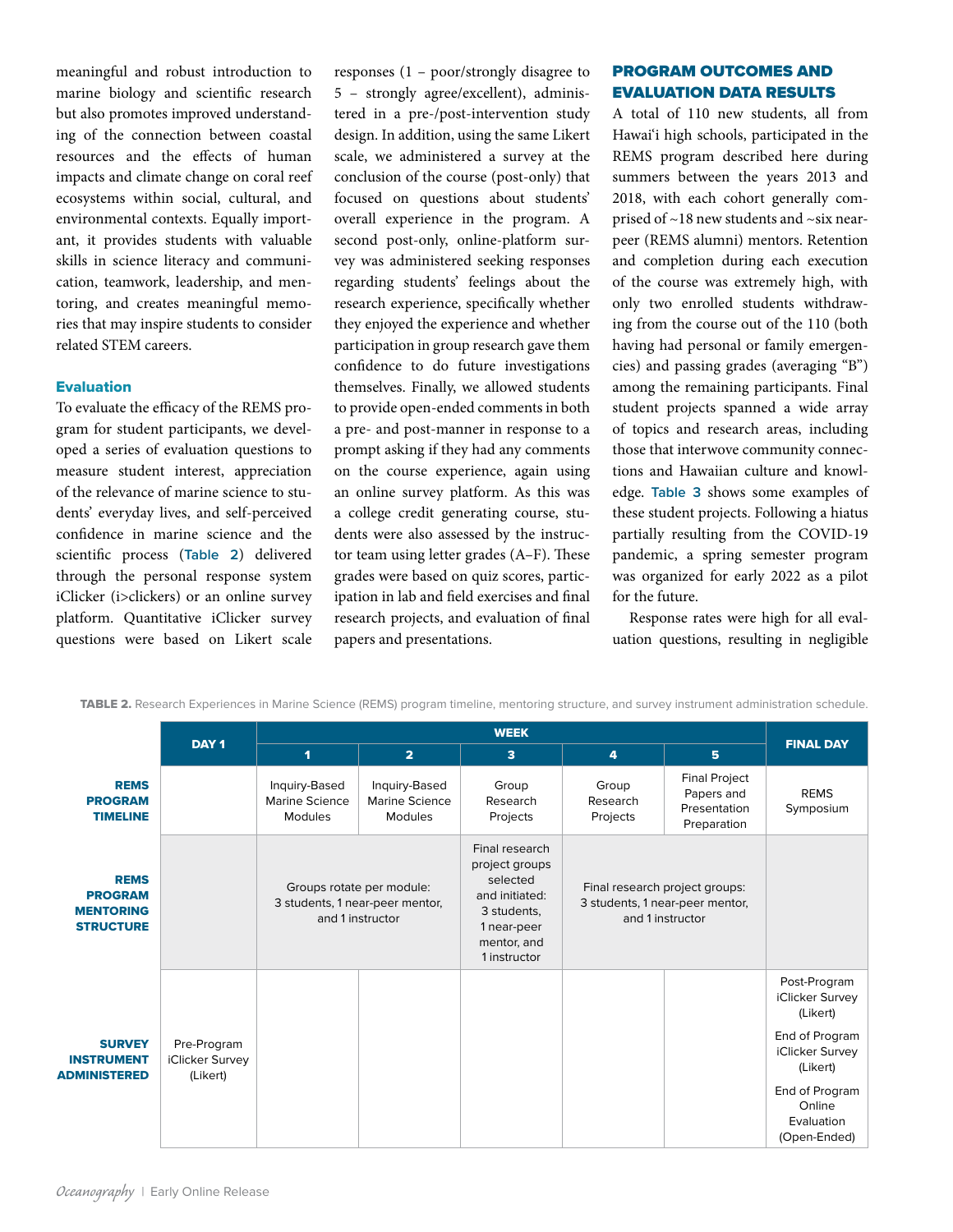meaningful and robust introduction to marine biology and scientific research but also promotes improved understanding of the connection between coastal resources and the effects of human impacts and climate change on coral reef ecosystems within social, cultural, and environmental contexts. Equally important, it provides students with valuable skills in science literacy and communication, teamwork, leadership, and mentoring, and creates meaningful memories that may inspire students to consider related STEM careers.

### Evaluation

To evaluate the efficacy of the REMS program for student participants, we developed a series of evaluation questions to measure student interest, appreciation of the relevance of marine science to students' everyday lives, and self-perceived confidence in marine science and the scientific process (Table 2) delivered through the personal response system iClicker (i>clickers) or an online survey platform. Quantitative iClicker survey questions were based on Likert scale responses (1 – poor/strongly disagree to 5 – strongly agree/excellent), administered in a pre-/post-intervention study design. In addition, using the same Likert scale, we administered a survey at the conclusion of the course (post-only) that focused on questions about students' overall experience in the program. A second post-only, online-platform survey was administered seeking responses regarding students' feelings about the research experience, specifically whether they enjoyed the experience and whether participation in group research gave them confidence to do future investigations themselves. Finally, we allowed students to provide open-ended comments in both a pre- and post-manner in response to a prompt asking if they had any comments on the course experience, again using an online survey platform. As this was a college credit generating course, students were also assessed by the instructor team using letter grades (A–F). These grades were based on quiz scores, participation in lab and field exercises and final research projects, and evaluation of final papers and presentations.

## PROGRAM OUTCOMES AND EVALUATION DATA RESULTS

A total of 110 new students, all from Hawai'i high schools, participated in the REMS program described here during summers between the years 2013 and 2018, with each cohort generally comprised of ~18 new students and ~six near-peer (REMS alumni) mentors. Retention and completion during each execution of the course was extremely high, with only two enrolled students withdrawing from the course out of the 110 (both having had personal or family emergencies) and passing grades (averaging "B") among the remaining participants. Final student projects spanned a wide array of topics and research areas, including those that interwove community connections and Hawaiian culture and knowledge. Table 3 shows some examples of these student projects. Following a hiatus partially resulting from the COVID-19 pandemic, a spring semester program was organized for early 2022 as a pilot for the future.

Response rates were high for all evaluation questions, resulting in negligible

**TABLE 2.** Research Experiences in Marine Science (REMS) program timeline, mentoring structure, and survey instrument administration schedule.

| | DAY 1 | WEEK | | | | | FINAL DAY |
|---|---|---|---|---|---|---|---|
| | | 1 | 2 | 3 | 4 | 5 | |
| **REMS PROGRAM TIMELINE** | | Inquiry-Based Marine Science Modules | Inquiry-Based Marine Science Modules | Group Research Projects | Group Research Projects | Final Project Papers and Presentation Preparation | REMS Symposium |
| **REMS PROGRAM MENTORING STRUCTURE** | | Groups rotate per module: 3 students, 1 near-peer mentor, and 1 instructor | | Final research project groups selected and initiated: 3 students, 1 near-peer mentor, and 1 instructor | Final research project groups: 3 students, 1 near-peer mentor, and 1 instructor | | |
| **SURVEY INSTRUMENT ADMINISTERED** | Pre-Program iClicker Survey (Likert) | | | | | | Post-Program iClicker Survey (Likert); End of Program iClicker Survey (Likert); End of Program Online Evaluation (Open-Ended) |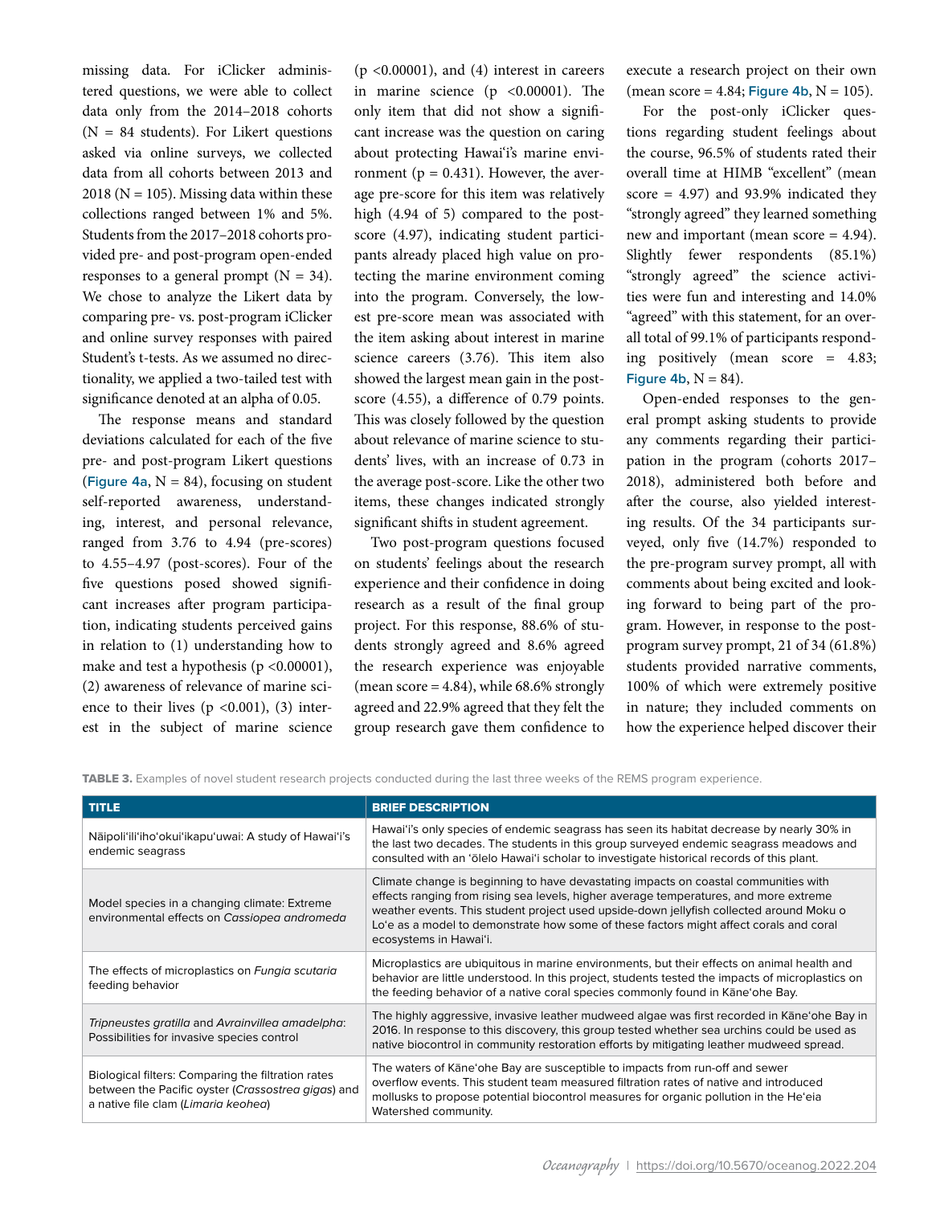missing data. For iClicker administered questions, we were able to collect data only from the 2014–2018 cohorts (N = 84 students). For Likert questions asked via online surveys, we collected data from all cohorts between 2013 and 2018 (N = 105). Missing data within these collections ranged between 1% and 5%. Students from the 2017–2018 cohorts provided pre- and post-program open-ended responses to a general prompt (N = 34). We chose to analyze the Likert data by comparing pre- vs. post-program iClicker and online survey responses with paired Student's t-tests. As we assumed no directionality, we applied a two-tailed test with significance denoted at an alpha of 0.05.

The response means and standard deviations calculated for each of the five pre- and post-program Likert questions (Figure 4a, N = 84), focusing on student self-reported awareness, understanding, interest, and personal relevance, ranged from 3.76 to 4.94 (pre-scores) to 4.55–4.97 (post-scores). Four of the five questions posed showed significant increases after program participation, indicating students perceived gains in relation to (1) understanding how to make and test a hypothesis ($p < 0.00001$), (2) awareness of relevance of marine science to their lives ($p < 0.001$), (3) interest in the subject of marine science ($p < 0.00001$), and (4) interest in careers in marine science ($p < 0.00001$). The only item that did not show a significant increase was the question on caring about protecting Hawaiʻi's marine environment ($p = 0.431$). However, the average pre-score for this item was relatively high (4.94 of 5) compared to the post-score (4.97), indicating student participants already placed high value on protecting the marine environment coming into the program. Conversely, the lowest pre-score mean was associated with the item asking about interest in marine science careers (3.76). This item also showed the largest mean gain in the post-score (4.55), a difference of 0.79 points. This was closely followed by the question about relevance of marine science to students' lives, with an increase of 0.73 in the average post-score. Like the other two items, these changes indicated strongly significant shifts in student agreement.

Two post-program questions focused on students' feelings about the research experience and their confidence in doing research as a result of the final group project. For this response, 88.6% of students strongly agreed and 8.6% agreed the research experience was enjoyable (mean score = 4.84), while 68.6% strongly agreed and 22.9% agreed that they felt the group research gave them confidence to execute a research project on their own (mean score = 4.84; Figure 4b, N = 105).

For the post-only iClicker questions regarding student feelings about the course, 96.5% of students rated their overall time at HIMB "excellent" (mean score = 4.97) and 93.9% indicated they "strongly agreed" they learned something new and important (mean score = 4.94). Slightly fewer respondents (85.1%) "strongly agreed" the science activities were fun and interesting and 14.0% "agreed" with this statement, for an overall total of 99.1% of participants responding positively (mean score = 4.83; Figure 4b, N = 84).

Open-ended responses to the general prompt asking students to provide any comments regarding their participation in the program (cohorts 2017–2018), administered both before and after the course, also yielded interesting results. Of the 34 participants surveyed, only five (14.7%) responded to the pre-program survey prompt, all with comments about being excited and looking forward to being part of the program. However, in response to the post-program survey prompt, 21 of 34 (61.8%) students provided narrative comments, 100% of which were extremely positive in nature; they included comments on how the experience helped discover their

**TABLE 3.** Examples of novel student research projects conducted during the last three weeks of the REMS program experience.

| TITLE | BRIEF DESCRIPTION |
|---|---|
| Nāipoliʻiliʻihoʻokuiʻikapuʻuwai: A study of Hawaiʻi's endemic seagrass | Hawaiʻi's only species of endemic seagrass has seen its habitat decrease by nearly 30% in the last two decades. The students in this group surveyed endemic seagrass meadows and consulted with an ʻōlelo Hawaiʻi scholar to investigate historical records of this plant. |
| Model species in a changing climate: Extreme environmental effects on *Cassiopea andromeda* | Climate change is beginning to have devastating impacts on coastal communities with effects ranging from rising sea levels, higher average temperatures, and more extreme weather events. This student project used upside-down jellyfish collected around Moku o Loʻe as a model to demonstrate how some of these factors might affect corals and coral ecosystems in Hawaiʻi. |
| The effects of microplastics on *Fungia scutaria* feeding behavior | Microplastics are ubiquitous in marine environments, but their effects on animal health and behavior are little understood. In this project, students tested the impacts of microplastics on the feeding behavior of a native coral species commonly found in Kāneʻohe Bay. |
| *Tripneustes gratilla* and *Avrainvillea amadelpha*: Possibilities for invasive species control | The highly aggressive, invasive leather mudweed algae was first recorded in Kāneʻohe Bay in 2016. In response to this discovery, this group tested whether sea urchins could be used as native biocontrol in community restoration efforts by mitigating leather mudweed spread. |
| Biological filters: Comparing the filtration rates between the Pacific oyster (*Crassostrea gigas*) and a native file clam (*Limaria keohea*) | The waters of Kāneʻohe Bay are susceptible to impacts from run-off and sewer overflow events. This student team measured filtration rates of native and introduced mollusks to propose potential biocontrol measures for organic pollution in the Heʻeia Watershed community. |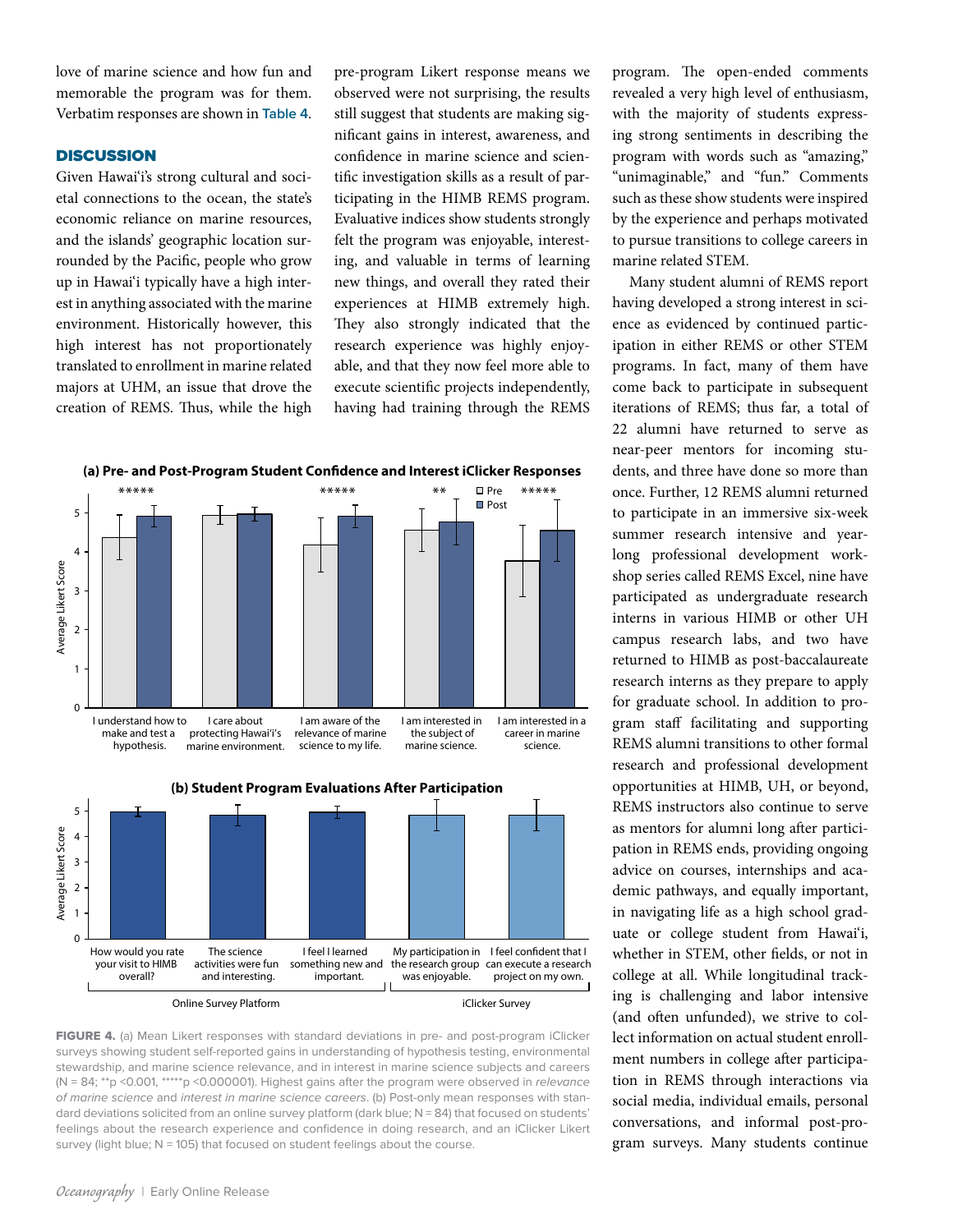love of marine science and how fun and memorable the program was for them. Verbatim responses are shown in Table 4.

## DISCUSSION

Given Hawai'i's strong cultural and societal connections to the ocean, the state's economic reliance on marine resources, and the islands' geographic location surrounded by the Pacific, people who grow up in Hawai'i typically have a high interest in anything associated with the marine environment. Historically however, this high interest has not proportionately translated to enrollment in marine related majors at UHM, an issue that drove the creation of REMS. Thus, while the high pre-program Likert response means we observed were not surprising, the results still suggest that students are making significant gains in interest, awareness, and confidence in marine science and scientific investigation skills as a result of participating in the HIMB REMS program. Evaluative indices show students strongly felt the program was enjoyable, interesting, and valuable in terms of learning new things, and overall they rated their experiences at HIMB extremely high. They also strongly indicated that the research experience was highly enjoyable, and that they now feel more able to execute scientific projects independently, having had training through the REMS program. The open-ended comments revealed a very high level of enthusiasm, with the majority of students expressing strong sentiments in describing the program with words such as "amazing," "unimaginable," and "fun." Comments such as these show students were inspired by the experience and perhaps motivated to pursue transitions to college careers in marine related STEM.

Many student alumni of REMS report having developed a strong interest in science as evidenced by continued participation in either REMS or other STEM programs. In fact, many of them have come back to participate in subsequent iterations of REMS; thus far, a total of 22 alumni have returned to serve as near-peer mentors for incoming students, and three have done so more than once. Further, 12 REMS alumni returned to participate in an immersive six-week summer research intensive and year-long professional development workshop series called REMS Excel, nine have participated as undergraduate research interns in various HIMB or other UH campus research labs, and two have returned to HIMB as post-baccalaureate research interns as they prepare to apply for graduate school. In addition to program staff facilitating and supporting REMS alumni transitions to other formal research and professional development opportunities at HIMB, UH, or beyond, REMS instructors also continue to serve as mentors for alumni long after participation in REMS ends, providing ongoing advice on courses, internships and academic pathways, and equally important, in navigating life as a high school graduate or college student from Hawai'i, whether in STEM, other fields, or not in college at all. While longitudinal tracking is challenging and labor intensive (and often unfunded), we strive to collect information on actual student enrollment numbers in college after participation in REMS through interactions via social media, individual emails, personal conversations, and informal post-program surveys. Many students continue

**FIGURE 4.** (a) Mean Likert responses with standard deviations in pre- and post-program iClicker surveys showing student self-reported gains in understanding of hypothesis testing, environmental stewardship, and marine science relevance, and in interest in marine science subjects and careers (N = 84; **p <0.001, *****p <0.000001). Highest gains after the program were observed in *relevance of marine science* and *interest in marine science careers*. (b) Post-only mean responses with standard deviations solicited from an online survey platform (dark blue; N = 84) that focused on students' feelings about the research experience and confidence in doing research, and an iClicker Likert survey (light blue; N = 105) that focused on student feelings about the course.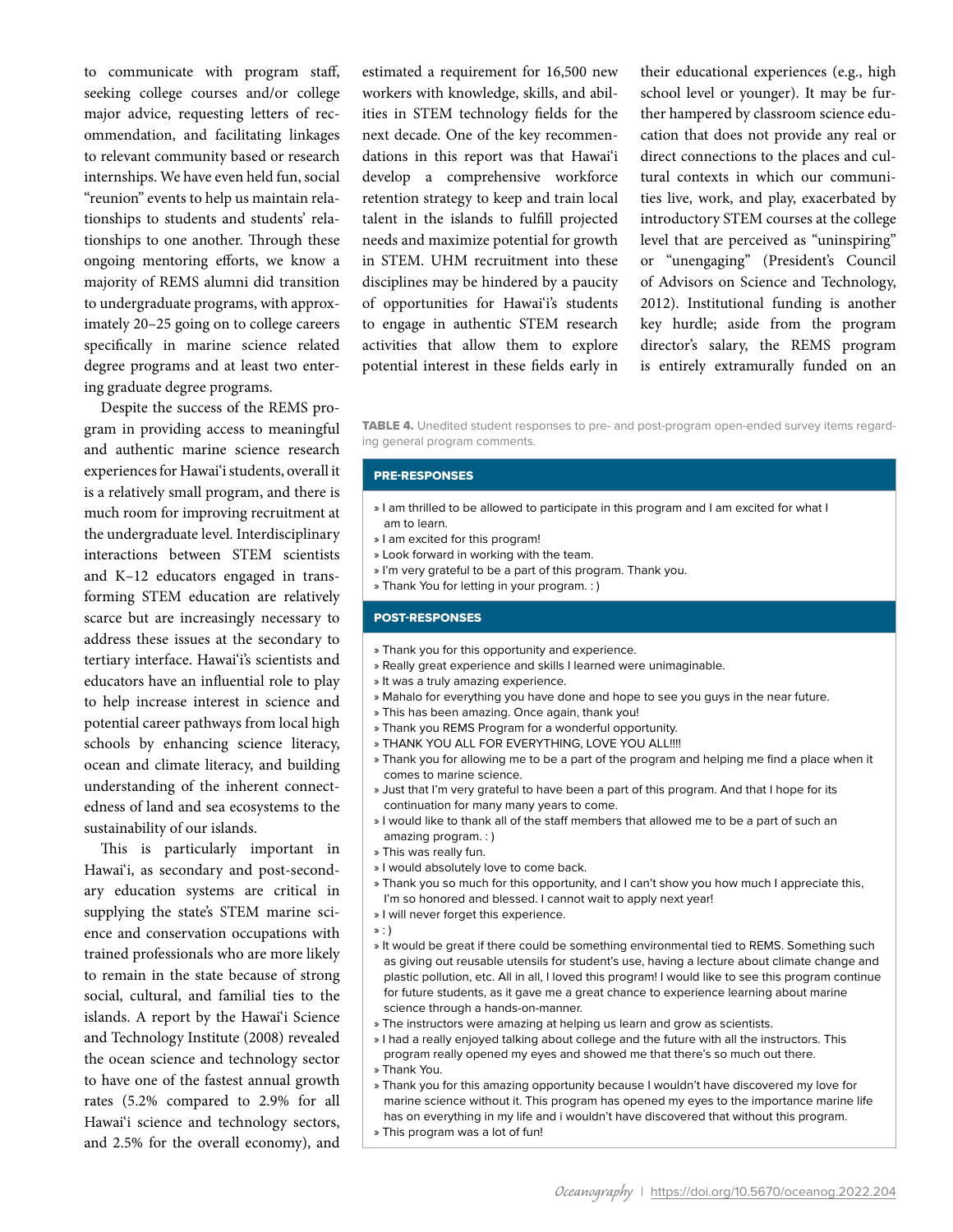to communicate with program staff, seeking college courses and/or college major advice, requesting letters of recommendation, and facilitating linkages to relevant community based or research internships. We have even held fun, social "reunion" events to help us maintain relationships to students and students' relationships to one another. Through these ongoing mentoring efforts, we know a majority of REMS alumni did transition to undergraduate programs, with approximately 20–25 going on to college careers specifically in marine science related degree programs and at least two entering graduate degree programs.

Despite the success of the REMS program in providing access to meaningful and authentic marine science research experiences for Hawai'i students, overall it is a relatively small program, and there is much room for improving recruitment at the undergraduate level. Interdisciplinary interactions between STEM scientists and K–12 educators engaged in transforming STEM education are relatively scarce but are increasingly necessary to address these issues at the secondary to tertiary interface. Hawai'i's scientists and educators have an influential role to play to help increase interest in science and potential career pathways from local high schools by enhancing science literacy, ocean and climate literacy, and building understanding of the inherent connectedness of land and sea ecosystems to the sustainability of our islands.

This is particularly important in Hawai'i, as secondary and post-secondary education systems are critical in supplying the state's STEM marine science and conservation occupations with trained professionals who are more likely to remain in the state because of strong social, cultural, and familial ties to the islands. A report by the Hawai'i Science and Technology Institute (2008) revealed the ocean science and technology sector to have one of the fastest annual growth rates (5.2% compared to 2.9% for all Hawai'i science and technology sectors, and 2.5% for the overall economy), and estimated a requirement for 16,500 new workers with knowledge, skills, and abilities in STEM technology fields for the next decade. One of the key recommendations in this report was that Hawai'i develop a comprehensive workforce retention strategy to keep and train local talent in the islands to fulfill projected needs and maximize potential for growth in STEM. UHM recruitment into these disciplines may be hindered by a paucity of opportunities for Hawai'i's students to engage in authentic STEM research activities that allow them to explore potential interest in these fields early in their educational experiences (e.g., high school level or younger). It may be further hampered by classroom science education that does not provide any real or direct connections to the places and cultural contexts in which our communities live, work, and play, exacerbated by introductory STEM courses at the college level that are perceived as "uninspiring" or "unengaging" (President's Council of Advisors on Science and Technology, 2012). Institutional funding is another key hurdle; aside from the program director's salary, the REMS program is entirely extramurally funded on an

**TABLE 4.** Unedited student responses to pre- and post-program open-ended survey items regarding general program comments.

**PRE-RESPONSES**

- I am thrilled to be allowed to participate in this program and I am excited for what I am to learn.
- I am excited for this program!
- Look forward in working with the team.
- I'm very grateful to be a part of this program. Thank you.
- Thank You for letting in your program. : )

**POST-RESPONSES**

- Thank you for this opportunity and experience.
- Really great experience and skills I learned were unimaginable.
- It was a truly amazing experience.
- Mahalo for everything you have done and hope to see you guys in the near future.
- This has been amazing. Once again, thank you!
- Thank you REMS Program for a wonderful opportunity.
- THANK YOU ALL FOR EVERYTHING, LOVE YOU ALL!!!!
- Thank you for allowing me to be a part of the program and helping me find a place when it comes to marine science.
- Just that I'm very grateful to have been a part of this program. And that I hope for its continuation for many many years to come.
- I would like to thank all of the staff members that allowed me to be a part of such an amazing program. : )
- This was really fun.
- I would absolutely love to come back.
- Thank you so much for this opportunity, and I can't show you how much I appreciate this, I'm so honored and blessed. I cannot wait to apply next year!
- I will never forget this experience.
- : )
- It would be great if there could be something environmental tied to REMS. Something such as giving out reusable utensils for student's use, having a lecture about climate change and plastic pollution, etc. All in all, I loved this program! I would like to see this program continue for future students, as it gave me a great chance to experience learning about marine science through a hands-on-manner.
- The instructors were amazing at helping us learn and grow as scientists.
- I had a really enjoyed talking about college and the future with all the instructors. This program really opened my eyes and showed me that there's so much out there.
- Thank You.
- Thank you for this amazing opportunity because I wouldn't have discovered my love for marine science without it. This program has opened my eyes to the importance marine life has on everything in my life and i wouldn't have discovered that without this program.
- This program was a lot of fun!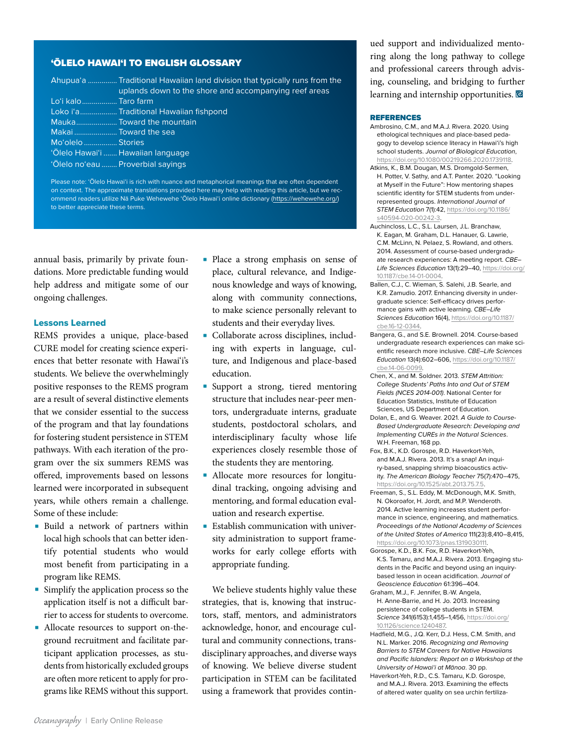## ʻŌLELO HAWAIʻI TO ENGLISH GLOSSARY

Ahupuaʻa ............... Traditional Hawaiian land division that typically runs from the uplands down to the shore and accompanying reef areas
Loʻi kalo.................. Taro farm
Loko iʻa................... Traditional Hawaiian fishpond
Mauka..................... Toward the mountain
Makai...................... Toward the sea
Moʻolelo.................. Stories
ʻŌlelo Hawaiʻi ....... Hawaiian language
ʻŌlelo noʻeau ........ Proverbial sayings

Please note: ʻŌlelo Hawaiʻi is rich with nuance and metaphorical meanings that are often dependent on context. The approximate translations provided here may help with reading this article, but we recommend readers utilize Nā Puke Wehewehe ʻŌlelo Hawaiʻi online dictionary (https://wehewehe.org/) to better appreciate these terms.

annual basis, primarily by private foundations. More predictable funding would help address and mitigate some of our ongoing challenges.

### Lessons Learned

REMS provides a unique, place-based CURE model for creating science experiences that better resonate with Hawaiʻi's students. We believe the overwhelmingly positive responses to the REMS program are a result of several distinctive elements that we consider essential to the success of the program and that lay foundations for fostering student persistence in STEM pathways. With each iteration of the program over the six summers REMS was offered, improvements based on lessons learned were incorporated in subsequent years, while others remain a challenge. Some of these include:

- Build a network of partners within local high schools that can better identify potential students who would most benefit from participating in a program like REMS.
- Simplify the application process so the application itself is not a difficult barrier to access for students to overcome.
- Allocate resources to support on-the-ground recruitment and facilitate participant application processes, as students from historically excluded groups are often more reticent to apply for programs like REMS without this support.
- Place a strong emphasis on sense of place, cultural relevance, and Indigenous knowledge and ways of knowing, along with community connections, to make science personally relevant to students and their everyday lives.
- Collaborate across disciplines, including with experts in language, culture, and Indigenous and place-based education.
- Support a strong, tiered mentoring structure that includes near-peer mentors, undergraduate interns, graduate students, postdoctoral scholars, and interdisciplinary faculty whose life experiences closely resemble those of the students they are mentoring.
- Allocate more resources for longitudinal tracking, ongoing advising and mentoring, and formal education evaluation and research expertise.
- Establish communication with university administration to support frameworks for early college efforts with appropriate funding.

We believe students highly value these strategies, that is, knowing that instructors, staff, mentors, and administrators acknowledge, honor, and encourage cultural and community connections, transdisciplinary approaches, and diverse ways of knowing. We believe diverse student participation in STEM can be facilitated using a framework that provides continued support and individualized mentoring along the long pathway to college and professional careers through advising, counseling, and bridging to further learning and internship opportunities.

### REFERENCES

Ambrosino, C.M., and M.A.J. Rivera. 2020. Using ethological techniques and place-based pedagogy to develop science literacy in Hawaiʻi's high school students. *Journal of Biological Education*, https://doi.org/10.1080/00219266.2020.1739118.

Atkins, K., B.M. Dougan, M.S. Dromgold-Sermen, H. Potter, V. Sathy, and A.T. Panter. 2020. "Looking at Myself in the Future": How mentoring shapes scientific identity for STEM students from underrepresented groups. *International Journal of STEM Education* 7(1):42, https://doi.org/10.1186/s40594-020-00242-3.

Auchincloss, L.C., S.L. Laursen, J.L. Branchaw, K. Eagan, M. Graham, D.L. Hanauer, G. Lawrie, C.M. McLinn, N. Pelaez, S. Rowland, and others. 2014. Assessment of course-based undergraduate research experiences: A meeting report. *CBE–Life Sciences Education* 13(1):29–40, https://doi.org/10.1187/cbe.14-01-0004.

Ballen, C.J., C. Wieman, S. Salehi, J.B. Searle, and K.R. Zamudio. 2017. Enhancing diversity in undergraduate science: Self-efficacy drives performance gains with active learning. *CBE–Life Sciences Education* 16(4), https://doi.org/10.1187/cbe.16-12-0344.

Bangera, G., and S.E. Brownell. 2014. Course-based undergraduate research experiences can make scientific research more inclusive. *CBE–Life Sciences Education* 13(4):602–606, https://doi.org/10.1187/cbe.14-06-0099.

Chen, X., and M. Soldner. 2013. *STEM Attrition: College Students' Paths Into and Out of STEM Fields (NCES 2014-001)*. National Center for Education Statistics, Institute of Education Sciences, US Department of Education.

Dolan, E., and G. Weaver. 2021. *A Guide to Course-Based Undergraduate Research: Developing and Implementing CUREs in the Natural Sciences*. W.H. Freeman, 168 pp.

Fox, B.K., K.D. Gorospe, R.D. Haverkort-Yeh, and M.A.J. Rivera. 2013. It's a snap! An inquiry-based, snapping shrimp bioacoustics activity. *The American Biology Teacher* 75(7):470–475, https://doi.org/10.1525/abt.2013.75.7.5.

Freeman, S., S.L. Eddy, M. McDonough, M.K. Smith, N. Okoroafor, H. Jordt, and M.P. Wenderoth. 2014. Active learning increases student performance in science, engineering, and mathematics. *Proceedings of the National Academy of Sciences of the United States of America* 111(23):8,410–8,415, https://doi.org/10.1073/pnas.1319030111.

Gorospe, K.D., B.K. Fox, R.D. Haverkort-Yeh, K.S. Tamaru, and M.A.J. Rivera. 2013. Engaging students in the Pacific and beyond using an inquiry-based lesson in ocean acidification. *Journal of Geoscience Education* 61:396–404.

Graham, M.J., F. Jennifer, B.-W. Angela, H. Anne-Barrie, and H. Jo. 2013. Increasing persistence of college students in STEM. *Science* 341(6153):1,455–1,456, https://doi.org/10.1126/science.1240487.

Hadfield, M.G., J.Q. Kerr, D.J. Hess, C.M. Smith, and N.L. Marker. 2016. *Recognizing and Removing Barriers to STEM Careers for Native Hawaiians and Pacific Islanders: Report on a Workshop at the University of Hawaiʻi at Mānoa*. 30 pp.

Haverkort-Yeh, R.D., C.S. Tamaru, K.D. Gorospe, and M.A.J. Rivera. 2013. Examining the effects of altered water quality on sea urchin fertiliza-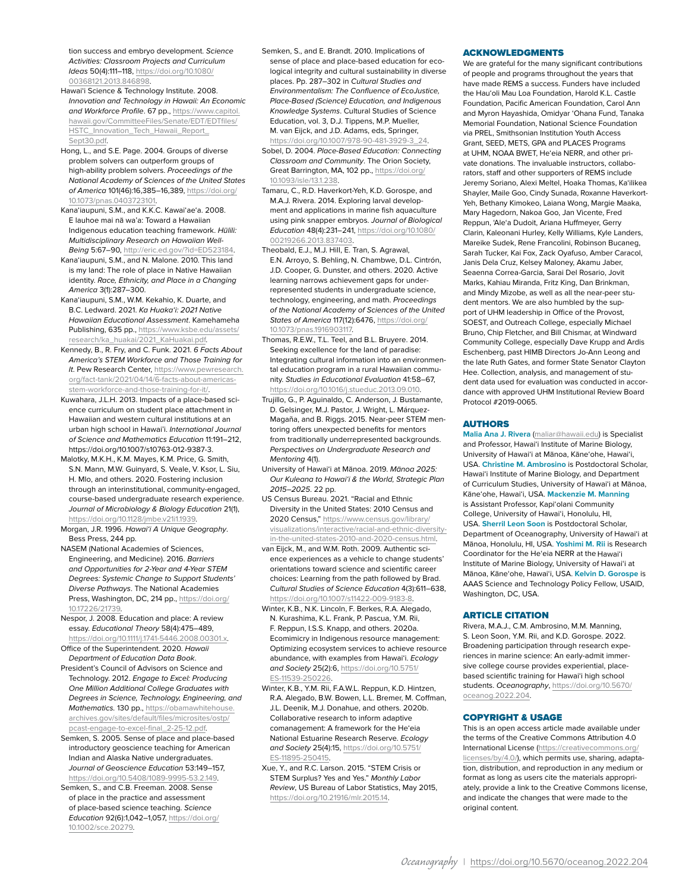tion success and embryo development. *Science Activities: Classroom Projects and Curriculum Ideas* 50(4):111–118, https://doi.org/10.1080/00368121.2013.846898.

Hawai'i Science & Technology Institute. 2008. *Innovation and Technology in Hawaii: An Economic and Workforce Profile*. 67 pp., https://www.capitol.hawaii.gov/CommitteeFiles/Senate/EDT/EDTfiles/HSTC_Innovation_Tech_Hawaii_Report_Sept30.pdf.

Hong, L., and S.E. Page. 2004. Groups of diverse problem solvers can outperform groups of high-ability problem solvers. *Proceedings of the National Academy of Sciences of the United States of America* 101(46):16,385–16,389, https://doi.org/10.1073/pnas.0403723101.

Kana'iaupuni, S.M., and K.K.C. Kawai'ae'a. 2008. E lauhoe mai nā wa'a: Toward a Hawaiian Indigenous education teaching framework. *Hūlili: Multidisciplinary Research on Hawaiian Well-Being* 5:67–90, http://eric.ed.gov/?id=ED523184.

Kana'iaupuni, S.M., and N. Malone. 2010. This land is my land: The role of place in Native Hawaiian identity. *Race, Ethnicity, and Place in a Changing America* 3(1):287–300.

Kana'iaupuni, S.M., W.M. Kekahio, K. Duarte, and B.C. Ledward. 2021. *Ka Huaka'i: 2021 Native Hawaiian Educational Assessment*. Kamehameha Publishing, 635 pp., https://www.ksbe.edu/assets/research/ka_huakai/2021_KaHuakai.pdf.

Kennedy, B., R. Fry, and C. Funk. 2021. *6 Facts About America's STEM Workforce and Those Training for It*. Pew Research Center, https://www.pewresearch.org/fact-tank/2021/04/14/6-facts-about-americas-stem-workforce-and-those-training-for-it/.

Kuwahara, J.L.H. 2013. Impacts of a place-based science curriculum on student place attachment in Hawaiian and western cultural institutions at an urban high school in Hawai'i. *International Journal of Science and Mathematics Education* 11:191–212, https://doi.org/10.1007/s10763-012-9387-3.

Malotky, M.K.H., K.M. Mayes, K.M. Price, G. Smith, S.N. Mann, M.W. Guinyard, S. Veale, V. Ksor, L. Siu, H. Mlo, and others. 2020. Fostering inclusion through an interinstitutional, community-engaged, course-based undergraduate research experience. *Journal of Microbiology & Biology Education* 21(1), https://doi.org/10.1128/jmbe.v21i1.1939.

Morgan, J.R. 1996. *Hawai'i A Unique Geography*. Bess Press, 244 pp.

NASEM (National Academies of Sciences, Engineering, and Medicine). 2016. *Barriers and Opportunities for 2-Year and 4-Year STEM Degrees: Systemic Change to Support Students' Diverse Pathways*. The National Academies Press, Washington, DC, 214 pp., https://doi.org/10.17226/21739.

Nespor, J. 2008. Education and place: A review essay. *Educational Theory* 58(4):475–489, https://doi.org/10.1111/j.1741-5446.2008.00301.x.

Office of the Superintendent. 2020. *Hawaii Department of Education Data Book*.

President's Council of Advisors on Science and Technology. 2012. *Engage to Excel: Producing One Million Additional College Graduates with Degrees in Science, Technology, Engineering, and Mathematics.* 130 pp., https://obamawhitehouse.archives.gov/sites/default/files/microsites/ostp/pcast-engage-to-excel-final_2-25-12.pdf.

Semken, S. 2005. Sense of place and place-based introductory geoscience teaching for American Indian and Alaska Native undergraduates. *Journal of Geoscience Education* 53:149–157, https://doi.org/10.5408/1089-9995-53.2.149.

Semken, S., and C.B. Freeman. 2008. Sense of place in the practice and assessment of place-based science teaching. *Science Education* 92(6):1,042–1,057, https://doi.org/10.1002/sce.20279.

Semken, S., and E. Brandt. 2010. Implications of sense of place and place-based education for ecological integrity and cultural sustainability in diverse places. Pp. 287–302 in *Cultural Studies and Environmentalism: The Confluence of EcoJustice, Place-Based (Science) Education, and Indigenous Knowledge Systems*. Cultural Studies of Science Education, vol. 3, D.J. Tippens, M.P. Mueller, M. van Eijck, and J.D. Adams, eds, Springer, https://doi.org/10.1007/978-90-481-3929-3_24.

Sobel, D. 2004. *Place-Based Education: Connecting Classroom and Community*. The Orion Society, Great Barrington, MA, 102 pp., https://doi.org/10.1093/isle/13.1.238.

Tamaru, C., R.D. Haverkort-Yeh, K.D. Gorospe, and M.A.J. Rivera. 2014. Exploring larval development and applications in marine fish aquaculture using pink snapper embryos. *Journal of Biological Education* 48(4):231–241, https://doi.org/10.1080/00219266.2013.837403.

Theobald, E.J., M.J. Hill, E. Tran, S. Agrawal, E.N. Arroyo, S. Behling, N. Chambwe, D.L. Cintrón, J.D. Cooper, G. Dunster, and others. 2020. Active learning narrows achievement gaps for underrepresented students in undergraduate science, technology, engineering, and math. *Proceedings of the National Academy of Sciences of the United States of America* 117(12):6476, https://doi.org/10.1073/pnas.1916903117.

Thomas, R.E.W., T.L. Teel, and B.L. Bruyere. 2014. Seeking excellence for the land of paradise: Integrating cultural information into an environmental education program in a rural Hawaiian community. *Studies in Educational Evaluation* 41:58–67, https://doi.org/10.1016/j.stueduc.2013.09.010.

Trujillo, G., P. Aguinaldo, C. Anderson, J. Bustamante, D. Gelsinger, M.J. Pastor, J. Wright, L. Márquez-Magaña, and B. Riggs. 2015. Near-peer STEM mentoring offers unexpected benefits for mentors from traditionally underrepresented backgrounds. *Perspectives on Undergraduate Research and Mentoring* 4(1).

University of Hawai'i at Mānoa. 2019. *Mānoa 2025: Our Kuleana to Hawai'i & the World, Strategic Plan 2015–2025*. 22 pp.

US Census Bureau. 2021. "Racial and Ethnic Diversity in the United States: 2010 Census and 2020 Census," https://www.census.gov/library/visualizations/interactive/racial-and-ethnic-diversity-in-the-united-states-2010-and-2020-census.html.

van Eijck, M., and W.M. Roth. 2009. Authentic science experiences as a vehicle to change students' orientations toward science and scientific career choices: Learning from the path followed by Brad. *Cultural Studies of Science Education* 4(3):611–638, https://doi.org/10.1007/s11422-009-9183-8.

Winter, K.B., N.K. Lincoln, F. Berkes, R.A. Alegado, N. Kurashima, K.L. Frank, P. Pascua, Y.M. Rii, F. Reppun, I.S.S. Knapp, and others. 2020a. Ecomimicry in Indigenous resource management: Optimizing ecosystem services to achieve resource abundance, with examples from Hawai'i. *Ecology and Society* 25(2):6, https://doi.org/10.5751/ES-11539-250226.

Winter, K.B., Y.M. Rii, F.A.W.L. Reppun, K.D. Hintzen, R.A. Alegado, B.W. Bowen, L.L. Bremer, M. Coffman, J.L. Deenik, M.J. Donahue, and others. 2020b. Collaborative research to inform adaptive comanagement: A framework for the He'eia National Estuarine Research Reserve. *Ecology and Society* 25(4):15, https://doi.org/10.5751/ES-11895-250415.

Xue, Y., and R.C. Larson. 2015. "STEM Crisis or STEM Surplus? Yes and Yes." *Monthly Labor Review*, US Bureau of Labor Statistics, May 2015, https://doi.org/10.21916/mlr.2015.14.

## ACKNOWLEDGMENTS

We are grateful for the many significant contributions of people and programs throughout the years that have made REMS a success. Funders have included the Hau'oli Mau Loa Foundation, Harold K.L. Castle Foundation, Pacific American Foundation, Carol Ann and Myron Hayashida, Omidyar 'Ohana Fund, Tanaka Memorial Foundation, National Science Foundation via PREL, Smithsonian Institution Youth Access Grant, SEED, METS, GPA and PLACES Programs at UHM, NOAA BWET, He'eia NERR, and other private donations. The invaluable instructors, collaborators, staff and other supporters of REMS include Jeremy Soriano, Alexi Meltel, Hoaka Thomas, Ka'ilikea Shayler, Maile Goo, Cynthia Sunada, Roxanne Haverkort-Yeh, Bethany Kimokeo, Laiana Wong, Margie Maaka, Mary Hagedorn, Nakoa Goo, Jan Vicente, Fred Reppun, 'Ale'a Dudoit, Ariana Huffmeyer, Gerry Clarin, Kaleonani Hurley, Kelly Williams, Kyle Landers, Mareike Sudek, Rene Francolini, Robinson Bucaneg, Sarah Tucker, Kai Fox, Zack Oyafuso, Amber Caracol, Janis Dela Cruz, Kelsey Maloney, Akamu Jaber, Seaenna Correa-Garcia, Sarai Del Rosario, Jovit Marks, Kahiau Miranda, Fritz King, Dan Brinkman, and Mindy Mizobe, as well as all the near-peer student mentors. We are also humbled by the support of UHM leadership in Office of the Provost, SOEST, and Outreach College, especially Michael Bruno, Chip Fletcher, and Bill Chismar, at Windward Community College, especially Dave Krupp and Ardis Eschenberg, past HIMB Directors Jo-Ann Leong and the late Ruth Gates, and former State Senator Clayton Hee. Collection, analysis, and management of student data used for evaluation was conducted in accordance with approved UHM Institutional Review Board Protocol #2019-0065.

## AUTHORS

**Malia Ana J. Rivera** (maliar@hawaii.edu) is Specialist and Professor, Hawai'i Institute of Marine Biology, University of Hawai'i at Mānoa, Kāne'ohe, Hawai'i, USA. **Christine M. Ambrosino** is Postdoctoral Scholar, Hawai'i Institute of Marine Biology, and Department of Curriculum Studies, University of Hawai'i at Mānoa, Kāne'ohe, Hawai'i, USA. **Mackenzie M. Manning** is Assistant Professor, Kapi'olani Community College, University of Hawai'i, Honolulu, HI, USA. **Sherril Leon Soon** is Postdoctoral Scholar, Department of Oceanography, University of Hawai'i at Mānoa, Honolulu, HI, USA. **Yoshimi M. Rii** is Research Coordinator for the He'eia NERR at the Hawai'i Institute of Marine Biology, University of Hawai'i at Mānoa, Kāne'ohe, Hawai'i, USA. **Kelvin D. Gorospe** is AAAS Science and Technology Policy Fellow, USAID, Washington, DC, USA.

## ARTICLE CITATION

Rivera, M.A.J., C.M. Ambrosino, M.M. Manning, S. Leon Soon, Y.M. Rii, and K.D. Gorospe. 2022. Broadening participation through research experiences in marine science: An early-admit immersive college course provides experiential, place-based scientific training for Hawai'i high school students. *Oceanography*, https://doi.org/10.5670/oceanog.2022.204.

## COPYRIGHT & USAGE

This is an open access article made available under the terms of the Creative Commons Attribution 4.0 International License (https://creativecommons.org/licenses/by/4.0/), which permits use, sharing, adaptation, distribution, and reproduction in any medium or format as long as users cite the materials appropriately, provide a link to the Creative Commons license, and indicate the changes that were made to the original content.